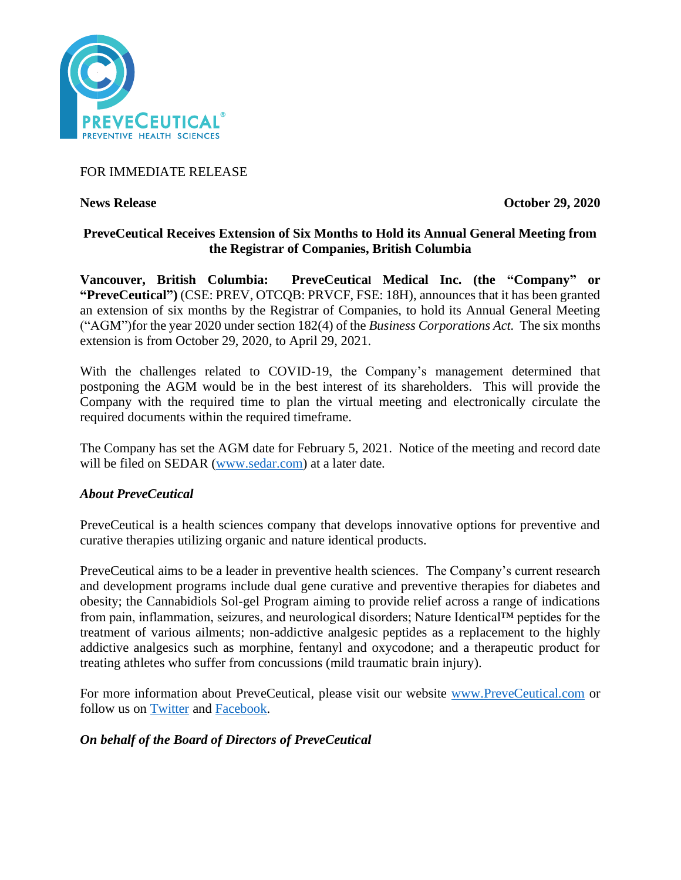FOR IMMEDIATE RELEASE

**News Release** **October 29, 2020**

## PreveCeutical Receives Extension of Six Months to Hold its Annual General Meeting from the Registrar of Companies, British Columbia

**Vancouver, British Columbia: PreveCeutical Medical Inc. (the "Company" or "PreveCeutical")** (CSE: PREV, OTCQB: PRVCF, FSE: 18H), announces that it has been granted an extension of six months by the Registrar of Companies, to hold its Annual General Meeting ("AGM")for the year 2020 under section 182(4) of the *Business Corporations Act.* The six months extension is from October 29, 2020, to April 29, 2021.

With the challenges related to COVID-19, the Company's management determined that postponing the AGM would be in the best interest of its shareholders. This will provide the Company with the required time to plan the virtual meeting and electronically circulate the required documents within the required timeframe.

The Company has set the AGM date for February 5, 2021. Notice of the meeting and record date will be filed on SEDAR (www.sedar.com) at a later date.

### *About PreveCeutical*

PreveCeutical is a health sciences company that develops innovative options for preventive and curative therapies utilizing organic and nature identical products.

PreveCeutical aims to be a leader in preventive health sciences. The Company's current research and development programs include dual gene curative and preventive therapies for diabetes and obesity; the Cannabidiols Sol-gel Program aiming to provide relief across a range of indications from pain, inflammation, seizures, and neurological disorders; Nature Identical™ peptides for the treatment of various ailments; non-addictive analgesic peptides as a replacement to the highly addictive analgesics such as morphine, fentanyl and oxycodone; and a therapeutic product for treating athletes who suffer from concussions (mild traumatic brain injury).

For more information about PreveCeutical, please visit our website www.PreveCeutical.com or follow us on Twitter and Facebook.

***On behalf of the Board of Directors of PreveCeutical***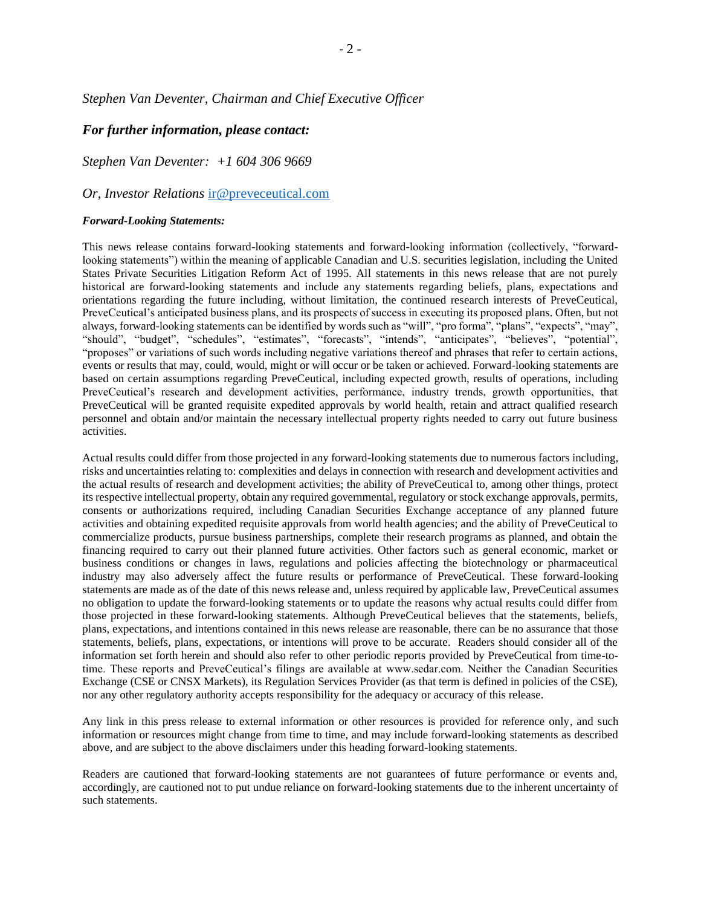*Stephen Van Deventer, Chairman and Chief Executive Officer*

***For further information, please contact:***

*Stephen Van Deventer: +1 604 306 9669*

*Or, Investor Relations* [ir@preveceutical.com](mailto:ir@preveceutical.com)

***Forward-Looking Statements:***

This news release contains forward-looking statements and forward-looking information (collectively, "forward-looking statements") within the meaning of applicable Canadian and U.S. securities legislation, including the United States Private Securities Litigation Reform Act of 1995. All statements in this news release that are not purely historical are forward-looking statements and include any statements regarding beliefs, plans, expectations and orientations regarding the future including, without limitation, the continued research interests of PreveCeutical, PreveCeutical's anticipated business plans, and its prospects of success in executing its proposed plans. Often, but not always, forward-looking statements can be identified by words such as "will", "pro forma", "plans", "expects", "may", "should", "budget", "schedules", "estimates", "forecasts", "intends", "anticipates", "believes", "potential", "proposes" or variations of such words including negative variations thereof and phrases that refer to certain actions, events or results that may, could, would, might or will occur or be taken or achieved. Forward-looking statements are based on certain assumptions regarding PreveCeutical, including expected growth, results of operations, including PreveCeutical's research and development activities, performance, industry trends, growth opportunities, that PreveCeutical will be granted requisite expedited approvals by world health, retain and attract qualified research personnel and obtain and/or maintain the necessary intellectual property rights needed to carry out future business activities.

Actual results could differ from those projected in any forward-looking statements due to numerous factors including, risks and uncertainties relating to: complexities and delays in connection with research and development activities and the actual results of research and development activities; the ability of PreveCeutical to, among other things, protect its respective intellectual property, obtain any required governmental, regulatory or stock exchange approvals, permits, consents or authorizations required, including Canadian Securities Exchange acceptance of any planned future activities and obtaining expedited requisite approvals from world health agencies; and the ability of PreveCeutical to commercialize products, pursue business partnerships, complete their research programs as planned, and obtain the financing required to carry out their planned future activities. Other factors such as general economic, market or business conditions or changes in laws, regulations and policies affecting the biotechnology or pharmaceutical industry may also adversely affect the future results or performance of PreveCeutical. These forward-looking statements are made as of the date of this news release and, unless required by applicable law, PreveCeutical assumes no obligation to update the forward-looking statements or to update the reasons why actual results could differ from those projected in these forward-looking statements. Although PreveCeutical believes that the statements, beliefs, plans, expectations, and intentions contained in this news release are reasonable, there can be no assurance that those statements, beliefs, plans, expectations, or intentions will prove to be accurate. Readers should consider all of the information set forth herein and should also refer to other periodic reports provided by PreveCeutical from time-to-time. These reports and PreveCeutical's filings are available at www.sedar.com. Neither the Canadian Securities Exchange (CSE or CNSX Markets), its Regulation Services Provider (as that term is defined in policies of the CSE), nor any other regulatory authority accepts responsibility for the adequacy or accuracy of this release.

Any link in this press release to external information or other resources is provided for reference only, and such information or resources might change from time to time, and may include forward-looking statements as described above, and are subject to the above disclaimers under this heading forward-looking statements.

Readers are cautioned that forward-looking statements are not guarantees of future performance or events and, accordingly, are cautioned not to put undue reliance on forward-looking statements due to the inherent uncertainty of such statements.